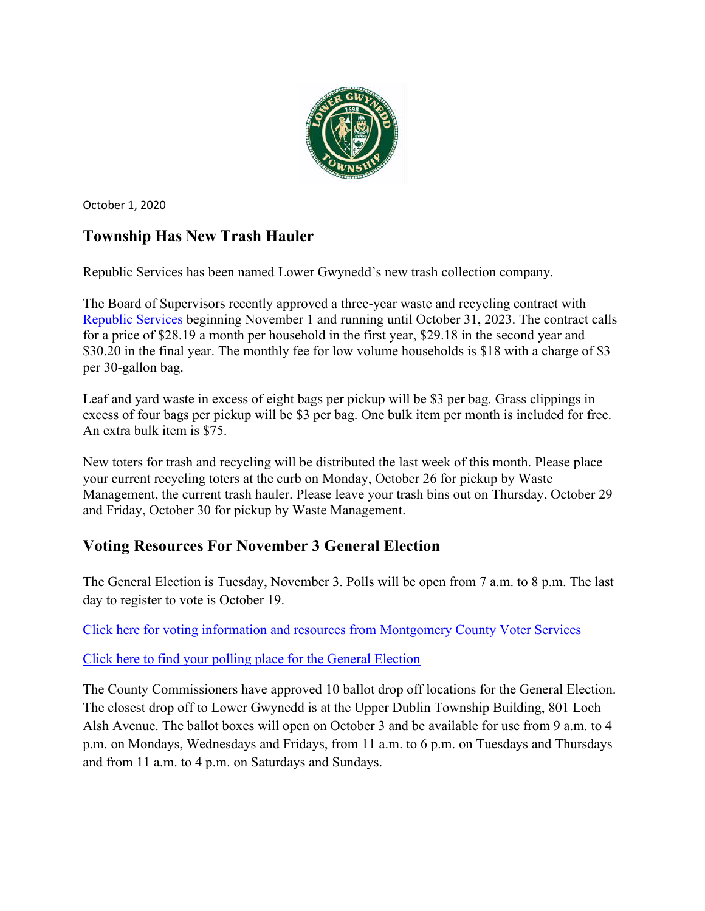October 1, 2020

## Township Has New Trash Hauler

Republic Services has been named Lower Gwynedd's new trash collection company.

The Board of Supervisors recently approved a three-year waste and recycling contract with Republic Services beginning November 1 and running until October 31, 2023. The contract calls for a price of $28.19 a month per household in the first year, $29.18 in the second year and $30.20 in the final year. The monthly fee for low volume households is $18 with a charge of $3 per 30-gallon bag.

Leaf and yard waste in excess of eight bags per pickup will be $3 per bag. Grass clippings in excess of four bags per pickup will be $3 per bag. One bulk item per month is included for free. An extra bulk item is $75.

New toters for trash and recycling will be distributed the last week of this month. Please place your current recycling toters at the curb on Monday, October 26 for pickup by Waste Management, the current trash hauler. Please leave your trash bins out on Thursday, October 29 and Friday, October 30 for pickup by Waste Management.

## Voting Resources For November 3 General Election

The General Election is Tuesday, November 3. Polls will be open from 7 a.m. to 8 p.m. The last day to register to vote is October 19.

Click here for voting information and resources from Montgomery County Voter Services

Click here to find your polling place for the General Election

The County Commissioners have approved 10 ballot drop off locations for the General Election. The closest drop off to Lower Gwynedd is at the Upper Dublin Township Building, 801 Loch Alsh Avenue. The ballot boxes will open on October 3 and be available for use from 9 a.m. to 4 p.m. on Mondays, Wednesdays and Fridays, from 11 a.m. to 6 p.m. on Tuesdays and Thursdays and from 11 a.m. to 4 p.m. on Saturdays and Sundays.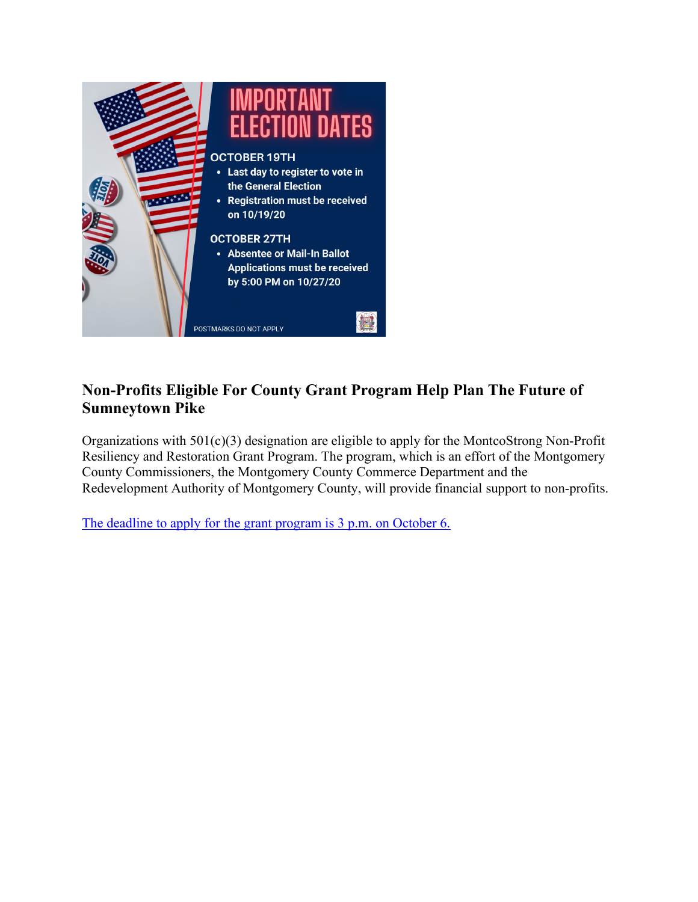# IMPORTANT ELECTION DATES

**OCTOBER 19TH**

- Last day to register to vote in the General Election
- Registration must be received on 10/19/20

**OCTOBER 27TH**

- Absentee or Mail-In Ballot Applications must be received by 5:00 PM on 10/27/20

POSTMARKS DO NOT APPLY

## Non-Profits Eligible For County Grant Program Help Plan The Future of Sumneytown Pike

Organizations with 501(c)(3) designation are eligible to apply for the MontcoStrong Non-Profit Resiliency and Restoration Grant Program. The program, which is an effort of the Montgomery County Commissioners, the Montgomery County Commerce Department and the Redevelopment Authority of Montgomery County, will provide financial support to non-profits.

The deadline to apply for the grant program is 3 p.m. on October 6.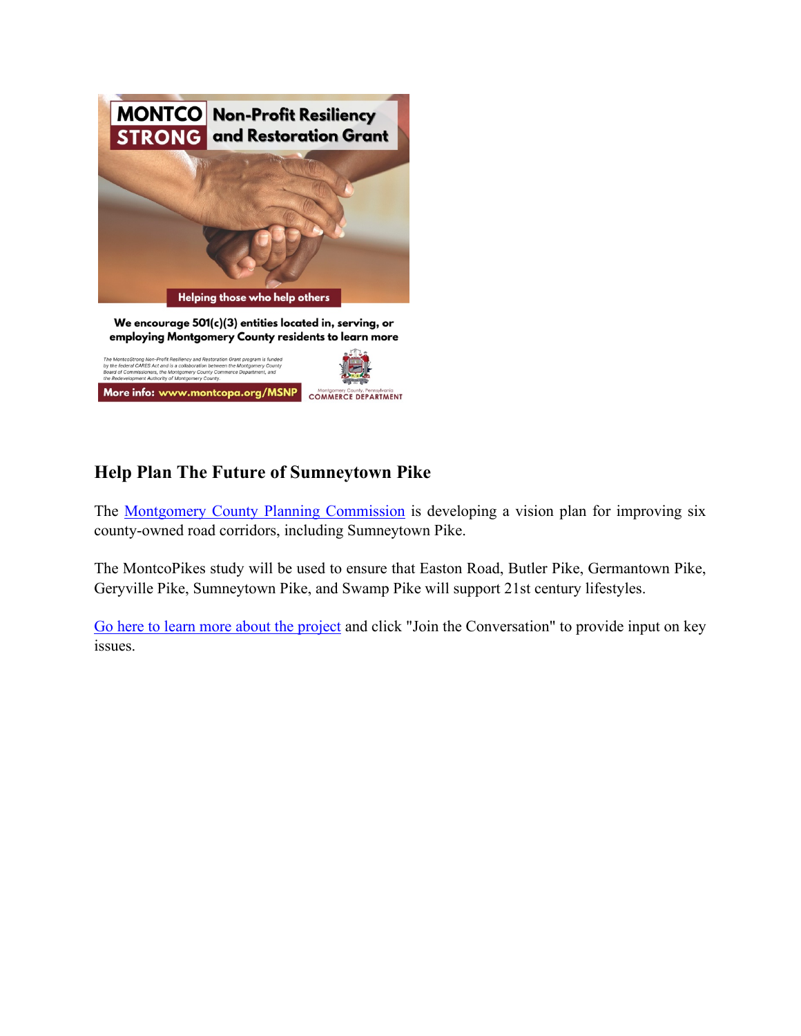MONTCO STRONG Non-Profit Resiliency and Restoration Grant

Helping those who help others

We encourage 501(c)(3) entities located in, serving, or employing Montgomery County residents to learn more

*The MontcoStrong Non-Profit Resiliency and Restoration Grant program is funded by the federal CARES Act and is a collaboration between the Montgomery County Board of Commissioners, the Montgomery County Commerce Department, and the Redevelopment Authority of Montgomery County.*

More info: www.montcopa.org/MSNP

Montgomery County, Pennsylvania COMMERCE DEPARTMENT

## Help Plan The Future of Sumneytown Pike

The Montgomery County Planning Commission is developing a vision plan for improving six county-owned road corridors, including Sumneytown Pike.

The MontcoPikes study will be used to ensure that Easton Road, Butler Pike, Germantown Pike, Geryville Pike, Sumneytown Pike, and Swamp Pike will support 21st century lifestyles.

Go here to learn more about the project and click "Join the Conversation" to provide input on key issues.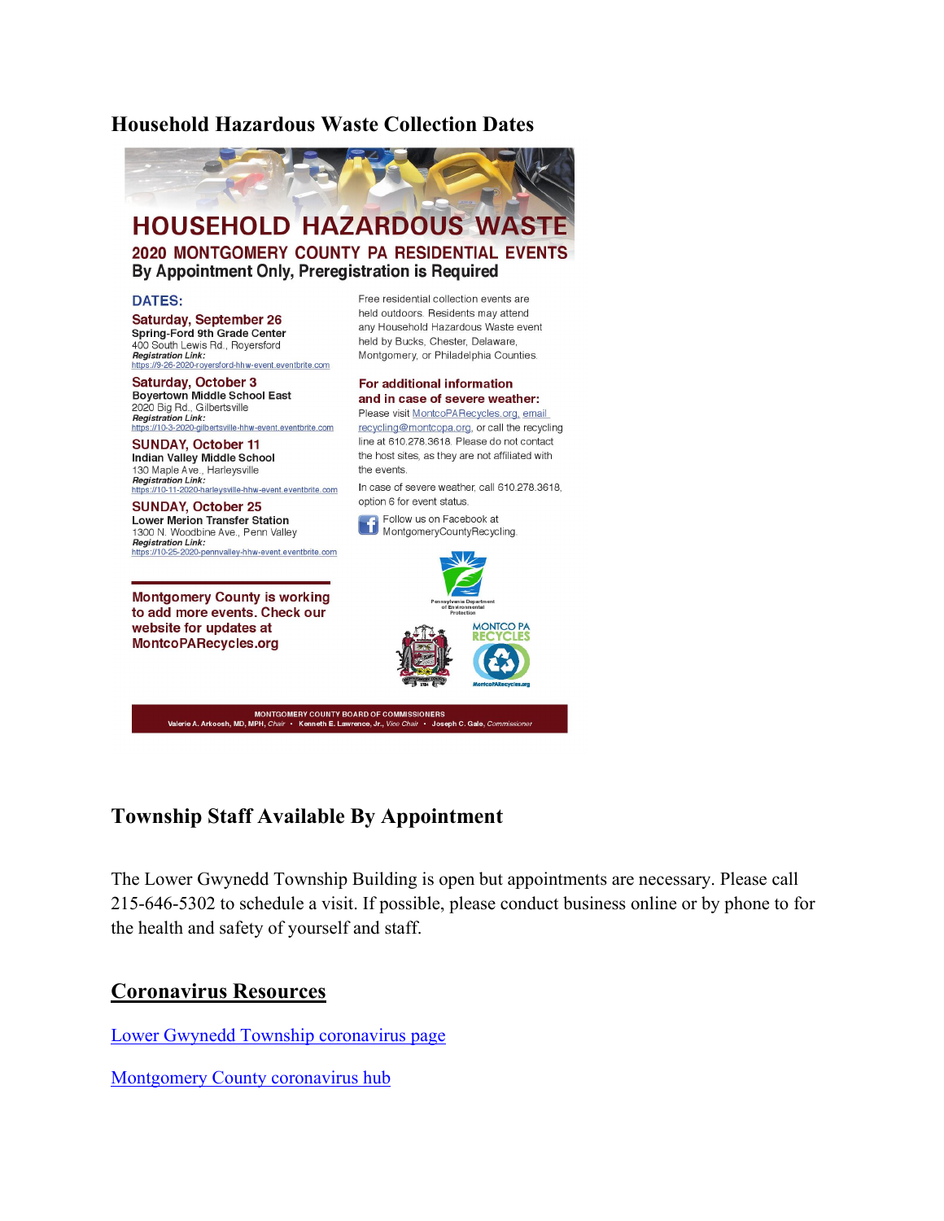## Household Hazardous Waste Collection Dates

# HOUSEHOLD HAZARDOUS WASTE

### 2020 MONTGOMERY COUNTY PA RESIDENTIAL EVENTS

**By Appointment Only, Preregistration is Required**

**DATES:**

**Saturday, September 26**
**Spring-Ford 9th Grade Center**
400 South Lewis Rd., Royersford
***Registration Link:***
https://9-26-2020-royersford-hhw-event.eventbrite.com

**Saturday, October 3**
**Boyertown Middle School East**
2020 Big Rd., Gilbertsville
***Registration Link:***
https://10-3-2020-gilbertsville-hhw-event.eventbrite.com

**SUNDAY, October 11**
**Indian Valley Middle School**
130 Maple Ave., Harleysville
***Registration Link:***
https://10-11-2020-harleysville-hhw-event.eventbrite.com

**SUNDAY, October 25**
**Lower Merion Transfer Station**
1300 N. Woodbine Ave., Penn Valley
***Registration Link:***
https://10-25-2020-pennvalley-hhw-event.eventbrite.com

**Montgomery County is working to add more events. Check our website for updates at MontcoPARecycles.org**

Free residential collection events are held outdoors. Residents may attend any Household Hazardous Waste event held by Bucks, Chester, Delaware, Montgomery, or Philadelphia Counties.

**For additional information and in case of severe weather:**
Please visit MontcoPARecycles.org, email recycling@montcopa.org, or call the recycling line at 610.278.3618. Please do not contact the host sites, as they are not affiliated with the events.

In case of severe weather, call 610.278.3618, option 6 for event status.

Follow us on Facebook at MontgomeryCountyRecycling.

Pennsylvania Department of Environmental Protection

MONTCO PA RECYCLES
MontcoPARecycles.org

MONTGOMERY COUNTY BOARD OF COMMISSIONERS
Valerie A. Arkoosh, MD, MPH, *Chair* • Kenneth E. Lawrence, Jr., *Vice Chair* • Joseph C. Gale, *Commissioner*

## Township Staff Available By Appointment

The Lower Gwynedd Township Building is open but appointments are necessary. Please call 215-646-5302 to schedule a visit. If possible, please conduct business online or by phone to for the health and safety of yourself and staff.

## Coronavirus Resources

Lower Gwynedd Township coronavirus page

Montgomery County coronavirus hub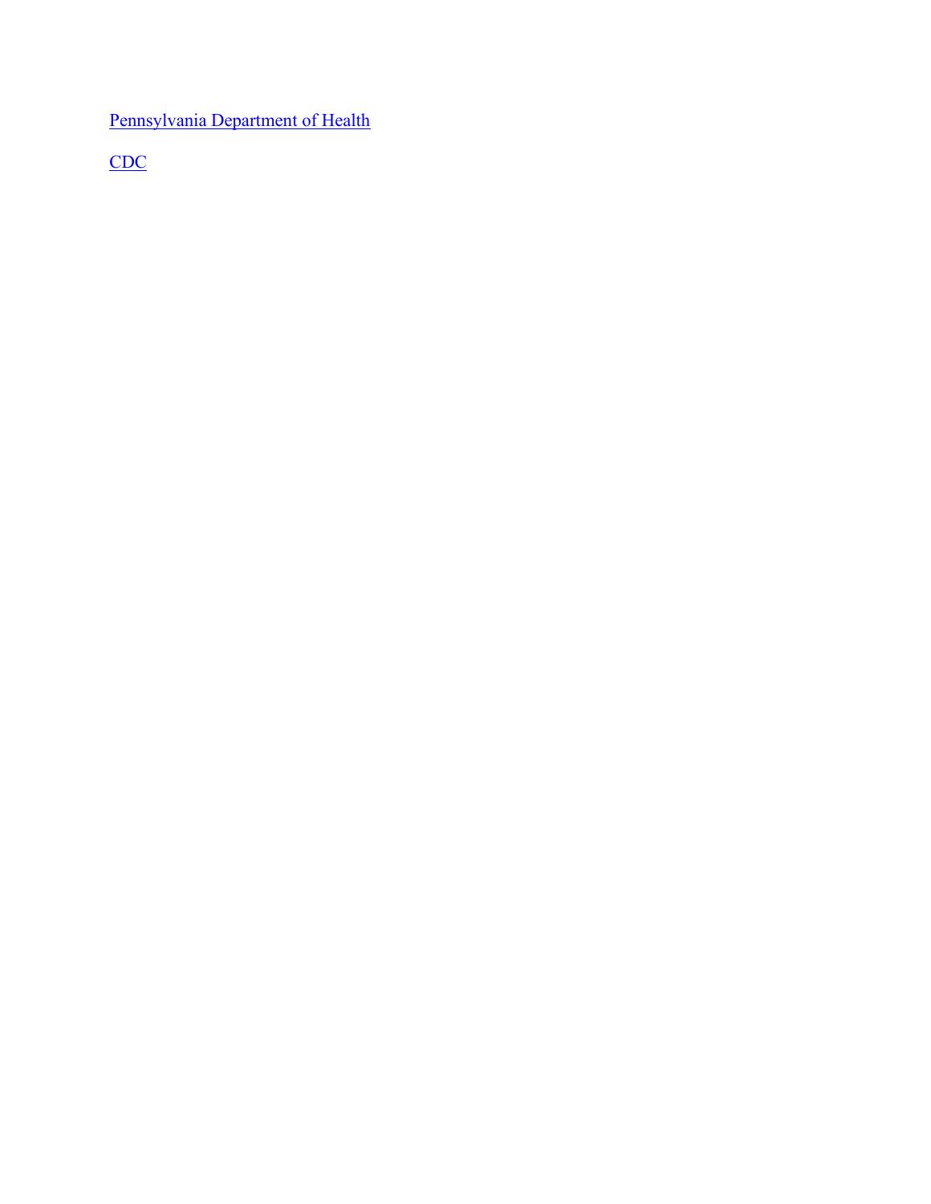[Pennsylvania Department of Health]

[CDC]